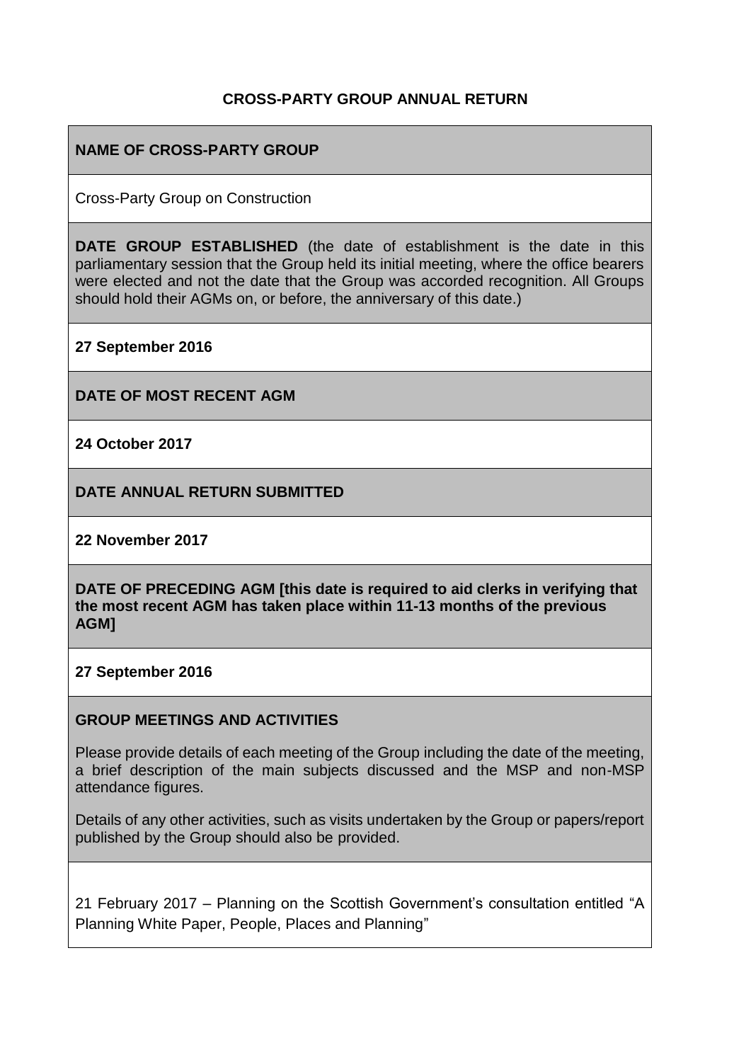**CROSS-PARTY GROUP ANNUAL RETURN**

**NAME OF CROSS-PARTY GROUP**

Cross-Party Group on Construction

**DATE GROUP ESTABLISHED** (the date of establishment is the date in this parliamentary session that the Group held its initial meeting, where the office bearers were elected and not the date that the Group was accorded recognition. All Groups should hold their AGMs on, or before, the anniversary of this date.)

**27 September 2016**

**DATE OF MOST RECENT AGM**

**24 October 2017**

**DATE ANNUAL RETURN SUBMITTED**

**22 November 2017**

**DATE OF PRECEDING AGM [this date is required to aid clerks in verifying that the most recent AGM has taken place within 11-13 months of the previous AGM]**

**27 September 2016**

**GROUP MEETINGS AND ACTIVITIES**

Please provide details of each meeting of the Group including the date of the meeting, a brief description of the main subjects discussed and the MSP and non-MSP attendance figures.

Details of any other activities, such as visits undertaken by the Group or papers/report published by the Group should also be provided.

21 February 2017 – Planning on the Scottish Government's consultation entitled "A Planning White Paper, People, Places and Planning"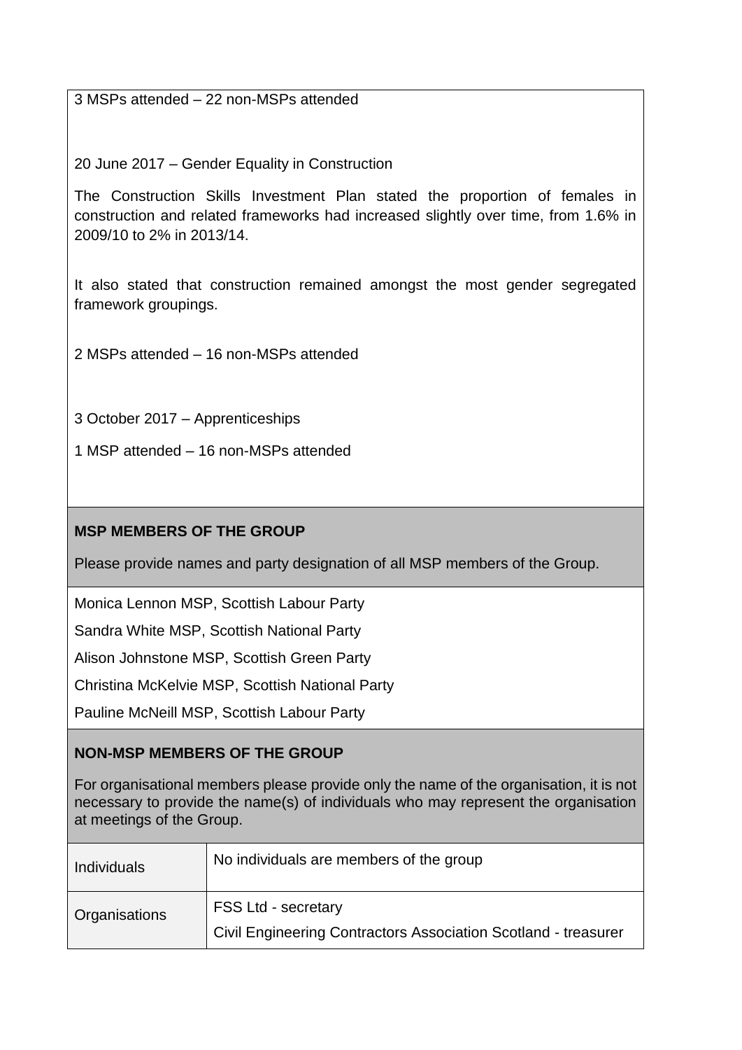3 MSPs attended – 22 non-MSPs attended

20 June 2017 – Gender Equality in Construction

The Construction Skills Investment Plan stated the proportion of females in construction and related frameworks had increased slightly over time, from 1.6% in 2009/10 to 2% in 2013/14.

It also stated that construction remained amongst the most gender segregated framework groupings.

2 MSPs attended – 16 non-MSPs attended

3 October 2017 – Apprenticeships

1 MSP attended – 16 non-MSPs attended

**MSP MEMBERS OF THE GROUP**

Please provide names and party designation of all MSP members of the Group.

Monica Lennon MSP, Scottish Labour Party

Sandra White MSP, Scottish National Party

Alison Johnstone MSP, Scottish Green Party

Christina McKelvie MSP, Scottish National Party

Pauline McNeill MSP, Scottish Labour Party

**NON-MSP MEMBERS OF THE GROUP**

For organisational members please provide only the name of the organisation, it is not necessary to provide the name(s) of individuals who may represent the organisation at meetings of the Group.

| | |
|---|---|
| Individuals | No individuals are members of the group |
| Organisations | FSS Ltd - secretary<br>Civil Engineering Contractors Association Scotland - treasurer |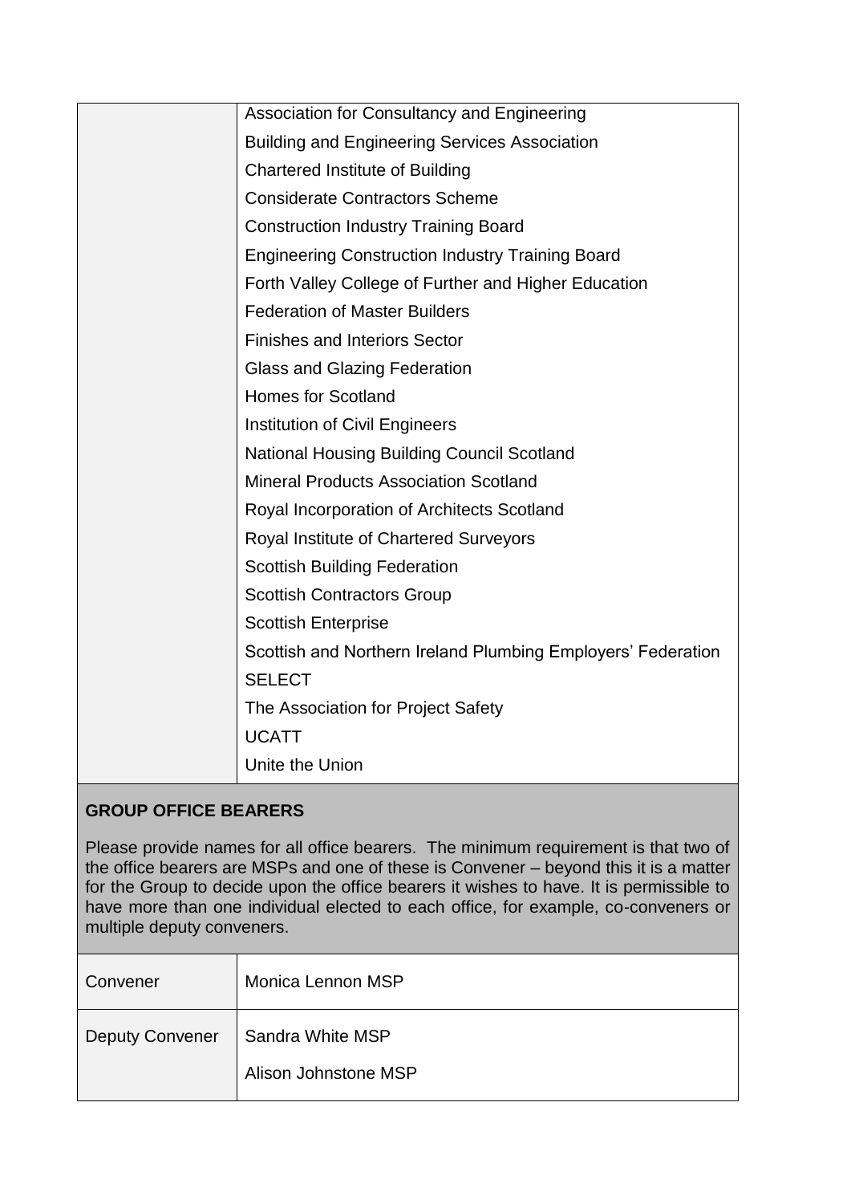| | |
|---|---|
| | Association for Consultancy and Engineering<br>Building and Engineering Services Association<br>Chartered Institute of Building<br>Considerate Contractors Scheme<br>Construction Industry Training Board<br>Engineering Construction Industry Training Board<br>Forth Valley College of Further and Higher Education<br>Federation of Master Builders<br>Finishes and Interiors Sector<br>Glass and Glazing Federation<br>Homes for Scotland<br>Institution of Civil Engineers<br>National Housing Building Council Scotland<br>Mineral Products Association Scotland<br>Royal Incorporation of Architects Scotland<br>Royal Institute of Chartered Surveyors<br>Scottish Building Federation<br>Scottish Contractors Group<br>Scottish Enterprise<br>Scottish and Northern Ireland Plumbing Employers' Federation<br>SELECT<br>The Association for Project Safety<br>UCATT<br>Unite the Union |

**GROUP OFFICE BEARERS**

Please provide names for all office bearers. The minimum requirement is that two of the office bearers are MSPs and one of these is Convener – beyond this it is a matter for the Group to decide upon the office bearers it wishes to have. It is permissible to have more than one individual elected to each office, for example, co-conveners or multiple deputy conveners.

| | |
|---|---|
| Convener | Monica Lennon MSP |
| Deputy Convener | Sandra White MSP<br>Alison Johnstone MSP |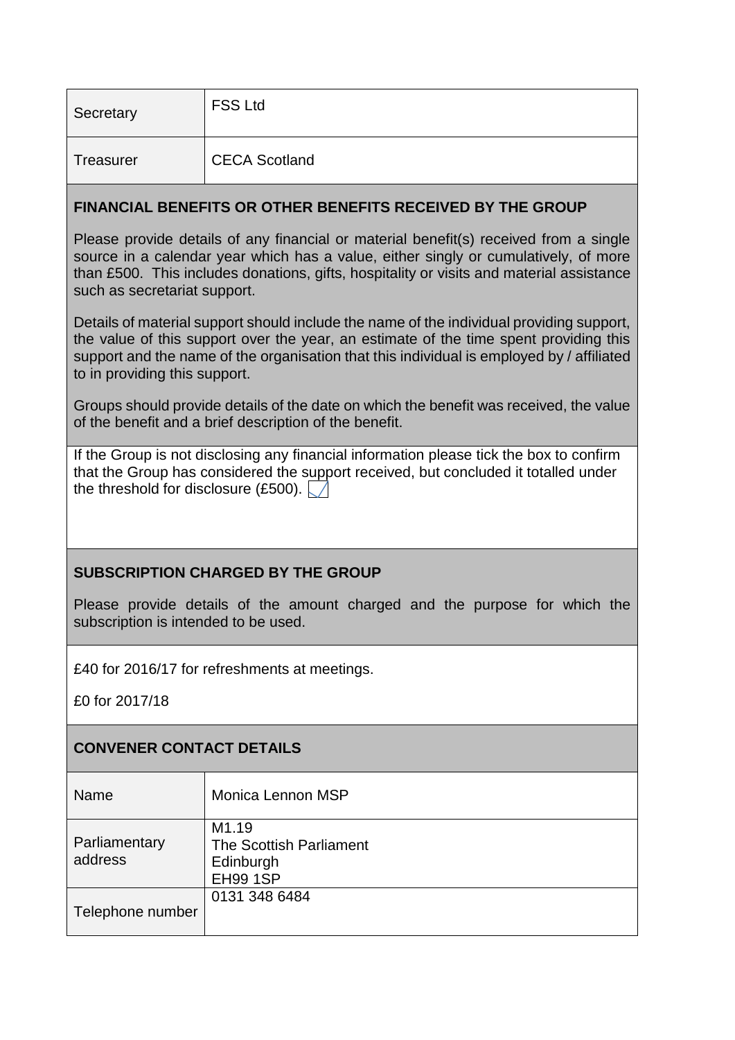| | |
|---|---|
| Secretary | FSS Ltd |
| Treasurer | CECA Scotland |

**FINANCIAL BENEFITS OR OTHER BENEFITS RECEIVED BY THE GROUP**

Please provide details of any financial or material benefit(s) received from a single source in a calendar year which has a value, either singly or cumulatively, of more than £500. This includes donations, gifts, hospitality or visits and material assistance such as secretariat support.

Details of material support should include the name of the individual providing support, the value of this support over the year, an estimate of the time spent providing this support and the name of the organisation that this individual is employed by / affiliated to in providing this support.

Groups should provide details of the date on which the benefit was received, the value of the benefit and a brief description of the benefit.

If the Group is not disclosing any financial information please tick the box to confirm that the Group has considered the support received, but concluded it totalled under the threshold for disclosure (£500). ☑

**SUBSCRIPTION CHARGED BY THE GROUP**

Please provide details of the amount charged and the purpose for which the subscription is intended to be used.

£40 for 2016/17 for refreshments at meetings.

£0 for 2017/18

**CONVENER CONTACT DETAILS**

| | |
|---|---|
| Name | Monica Lennon MSP |
| Parliamentary address | M1.19<br>The Scottish Parliament<br>Edinburgh<br>EH99 1SP |
| Telephone number | 0131 348 6484 |